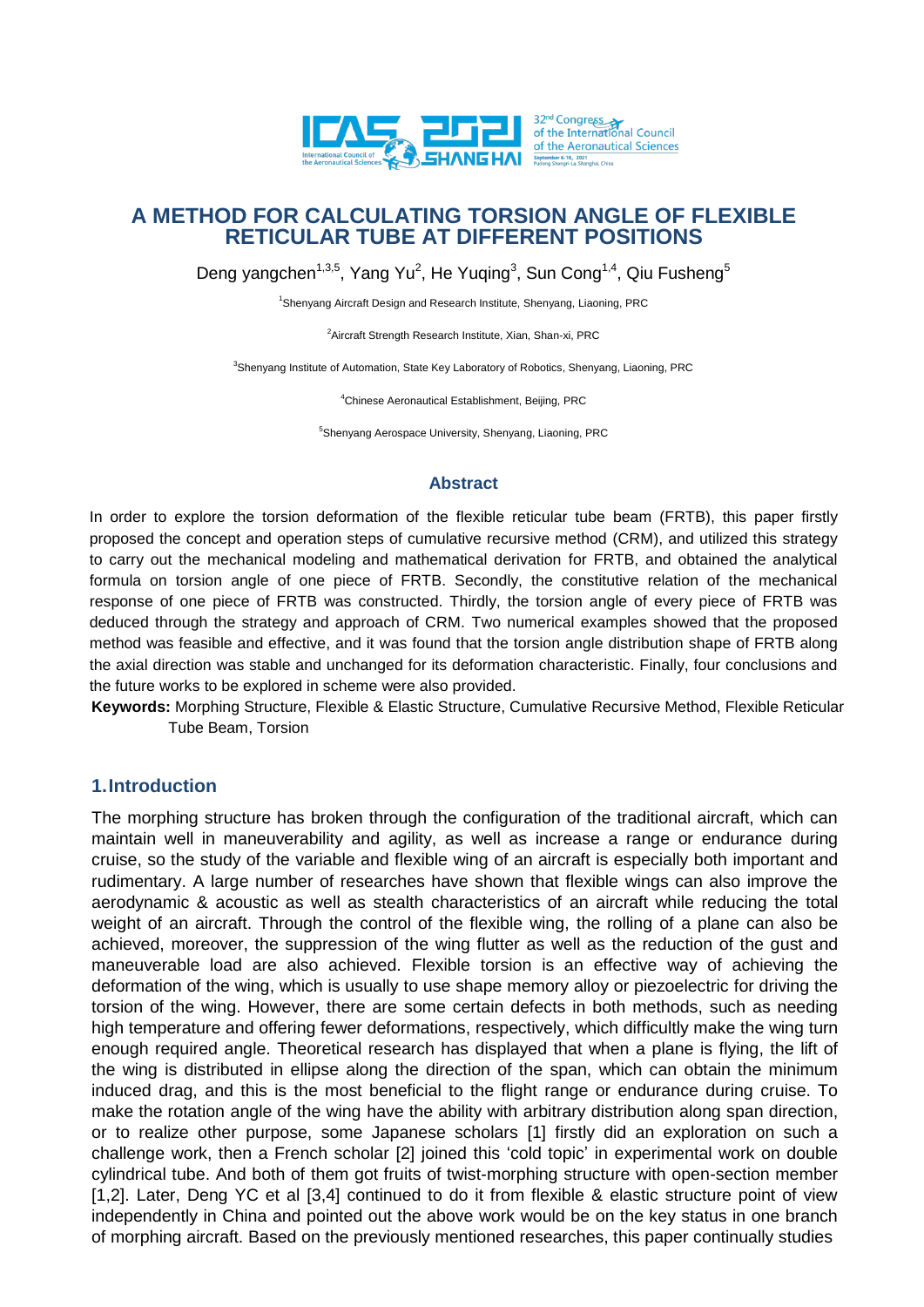# A METHOD FOR CALCULATING TORSION ANGLE OF FLEXIBLE RETICULAR TUBE AT DIFFERENT POSITIONS

Deng yangchen[1,3,5], Yang Yu[2], He Yuqing[3], Sun Cong[1,4], Qiu Fusheng[5]

[1]Shenyang Aircraft Design and Research Institute, Shenyang, Liaoning, PRC

[2]Aircraft Strength Research Institute, Xian, Shan-xi, PRC

[3]Shenyang Institute of Automation, State Key Laboratory of Robotics, Shenyang, Liaoning, PRC

[4]Chinese Aeronautical Establishment, Beijing, PRC

[5]Shenyang Aerospace University, Shenyang, Liaoning, PRC

## Abstract

In order to explore the torsion deformation of the flexible reticular tube beam (FRTB), this paper firstly proposed the concept and operation steps of cumulative recursive method (CRM), and utilized this strategy to carry out the mechanical modeling and mathematical derivation for FRTB, and obtained the analytical formula on torsion angle of one piece of FRTB. Secondly, the constitutive relation of the mechanical response of one piece of FRTB was constructed. Thirdly, the torsion angle of every piece of FRTB was deduced through the strategy and approach of CRM. Two numerical examples showed that the proposed method was feasible and effective, and it was found that the torsion angle distribution shape of FRTB along the axial direction was stable and unchanged for its deformation characteristic. Finally, four conclusions and the future works to be explored in scheme were also provided.

**Keywords:** Morphing Structure, Flexible & Elastic Structure, Cumulative Recursive Method, Flexible Reticular Tube Beam, Torsion

## 1. Introduction

The morphing structure has broken through the configuration of the traditional aircraft, which can maintain well in maneuverability and agility, as well as increase a range or endurance during cruise, so the study of the variable and flexible wing of an aircraft is especially both important and rudimentary. A large number of researches have shown that flexible wings can also improve the aerodynamic & acoustic as well as stealth characteristics of an aircraft while reducing the total weight of an aircraft. Through the control of the flexible wing, the rolling of a plane can also be achieved, moreover, the suppression of the wing flutter as well as the reduction of the gust and maneuverable load are also achieved. Flexible torsion is an effective way of achieving the deformation of the wing, which is usually to use shape memory alloy or piezoelectric for driving the torsion of the wing. However, there are some certain defects in both methods, such as needing high temperature and offering fewer deformations, respectively, which difficultly make the wing turn enough required angle. Theoretical research has displayed that when a plane is flying, the lift of the wing is distributed in ellipse along the direction of the span, which can obtain the minimum induced drag, and this is the most beneficial to the flight range or endurance during cruise. To make the rotation angle of the wing have the ability with arbitrary distribution along span direction, or to realize other purpose, some Japanese scholars [1] firstly did an exploration on such a challenge work, then a French scholar [2] joined this 'cold topic' in experimental work on double cylindrical tube. And both of them got fruits of twist-morphing structure with open-section member [1,2]. Later, Deng YC et al [3,4] continued to do it from flexible & elastic structure point of view independently in China and pointed out the above work would be on the key status in one branch of morphing aircraft. Based on the previously mentioned researches, this paper continually studies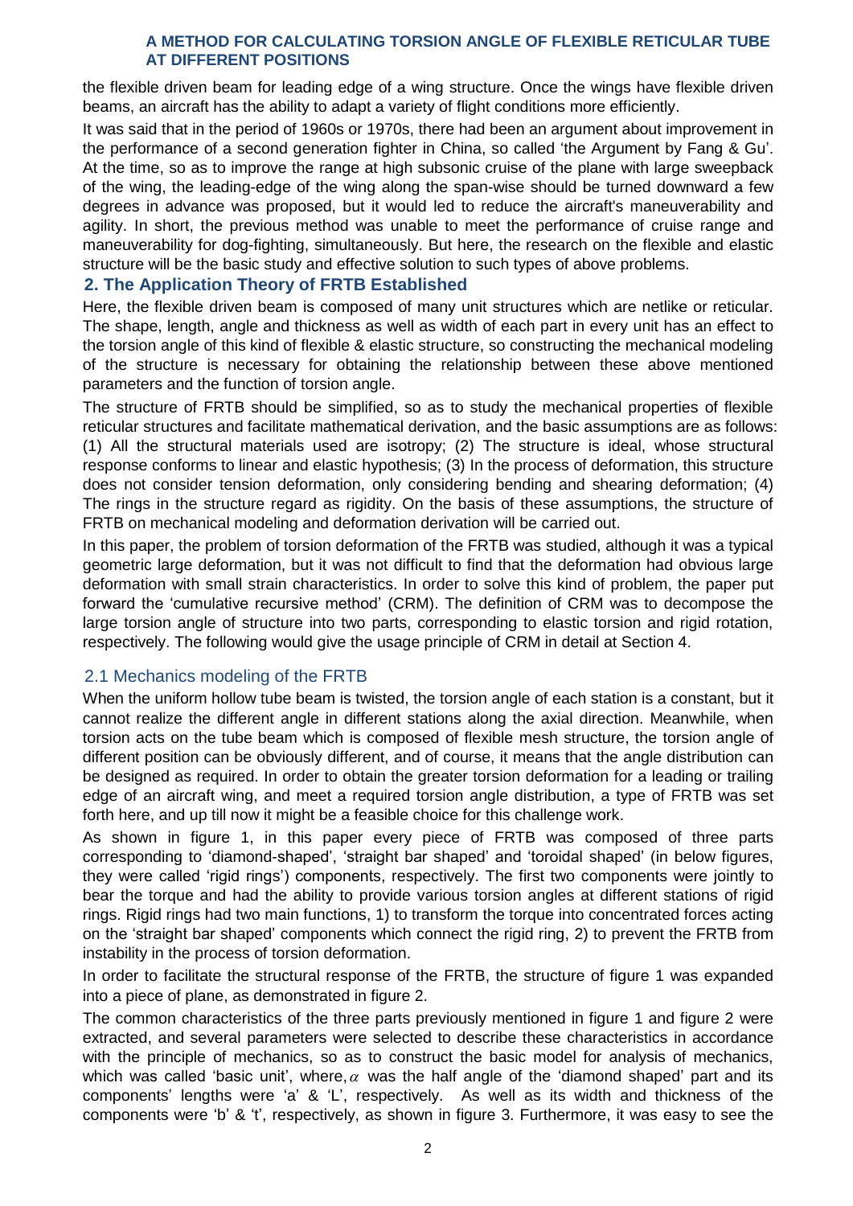the flexible driven beam for leading edge of a wing structure. Once the wings have flexible driven beams, an aircraft has the ability to adapt a variety of flight conditions more efficiently.

It was said that in the period of 1960s or 1970s, there had been an argument about improvement in the performance of a second generation fighter in China, so called 'the Argument by Fang & Gu'. At the time, so as to improve the range at high subsonic cruise of the plane with large sweepback of the wing, the leading-edge of the wing along the span-wise should be turned downward a few degrees in advance was proposed, but it would led to reduce the aircraft's maneuverability and agility. In short, the previous method was unable to meet the performance of cruise range and maneuverability for dog-fighting, simultaneously. But here, the research on the flexible and elastic structure will be the basic study and effective solution to such types of above problems.

## 2. The Application Theory of FRTB Established

Here, the flexible driven beam is composed of many unit structures which are netlike or reticular. The shape, length, angle and thickness as well as width of each part in every unit has an effect to the torsion angle of this kind of flexible & elastic structure, so constructing the mechanical modeling of the structure is necessary for obtaining the relationship between these above mentioned parameters and the function of torsion angle.

The structure of FRTB should be simplified, so as to study the mechanical properties of flexible reticular structures and facilitate mathematical derivation, and the basic assumptions are as follows: (1) All the structural materials used are isotropy; (2) The structure is ideal, whose structural response conforms to linear and elastic hypothesis; (3) In the process of deformation, this structure does not consider tension deformation, only considering bending and shearing deformation; (4) The rings in the structure regard as rigidity. On the basis of these assumptions, the structure of FRTB on mechanical modeling and deformation derivation will be carried out.

In this paper, the problem of torsion deformation of the FRTB was studied, although it was a typical geometric large deformation, but it was not difficult to find that the deformation had obvious large deformation with small strain characteristics. In order to solve this kind of problem, the paper put forward the 'cumulative recursive method' (CRM). The definition of CRM was to decompose the large torsion angle of structure into two parts, corresponding to elastic torsion and rigid rotation, respectively. The following would give the usage principle of CRM in detail at Section 4.

### 2.1 Mechanics modeling of the FRTB

When the uniform hollow tube beam is twisted, the torsion angle of each station is a constant, but it cannot realize the different angle in different stations along the axial direction. Meanwhile, when torsion acts on the tube beam which is composed of flexible mesh structure, the torsion angle of different position can be obviously different, and of course, it means that the angle distribution can be designed as required. In order to obtain the greater torsion deformation for a leading or trailing edge of an aircraft wing, and meet a required torsion angle distribution, a type of FRTB was set forth here, and up till now it might be a feasible choice for this challenge work.

As shown in figure 1, in this paper every piece of FRTB was composed of three parts corresponding to 'diamond-shaped', 'straight bar shaped' and 'toroidal shaped' (in below figures, they were called 'rigid rings') components, respectively. The first two components were jointly to bear the torque and had the ability to provide various torsion angles at different stations of rigid rings. Rigid rings had two main functions, 1) to transform the torque into concentrated forces acting on the 'straight bar shaped' components which connect the rigid ring, 2) to prevent the FRTB from instability in the process of torsion deformation.

In order to facilitate the structural response of the FRTB, the structure of figure 1 was expanded into a piece of plane, as demonstrated in figure 2.

The common characteristics of the three parts previously mentioned in figure 1 and figure 2 were extracted, and several parameters were selected to describe these characteristics in accordance with the principle of mechanics, so as to construct the basic model for analysis of mechanics, which was called 'basic unit', where, $\alpha$ was the half angle of the 'diamond shaped' part and its components' lengths were 'a' & 'L', respectively. As well as its width and thickness of the components were 'b' & 't', respectively, as shown in figure 3. Furthermore, it was easy to see the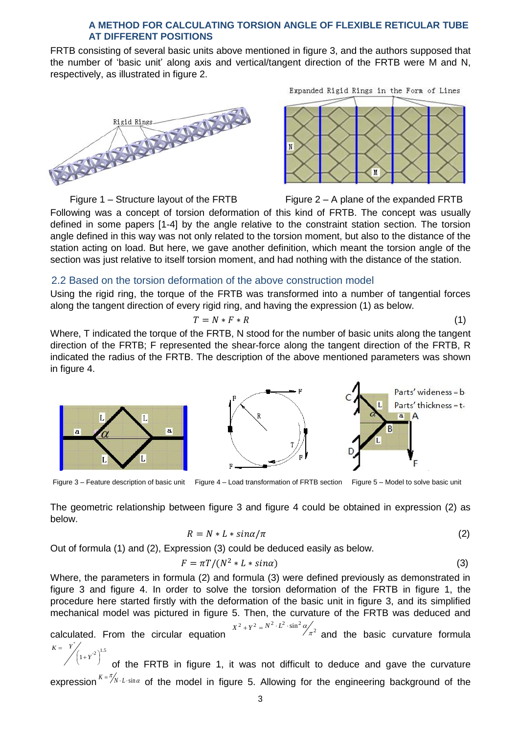FRTB consisting of several basic units above mentioned in figure 3, and the authors supposed that the number of 'basic unit' along axis and vertical/tangent direction of the FRTB were M and N, respectively, as illustrated in figure 2.

Figure 1 – Structure layout of the FRTB

Figure 2 – A plane of the expanded FRTB

Following was a concept of torsion deformation of this kind of FRTB. The concept was usually defined in some papers [1-4] by the angle relative to the constraint station section. The torsion angle defined in this way was not only related to the torsion moment, but also to the distance of the station acting on load. But here, we gave another definition, which meant the torsion angle of the section was just relative to itself torsion moment, and had nothing with the distance of the station.

## 2.2 Based on the torsion deformation of the above construction model

Using the rigid ring, the torque of the FRTB was transformed into a number of tangential forces along the tangent direction of every rigid ring, and having the expression (1) as below.

$$T = N * F * R \tag{1}$$

Where, T indicated the torque of the FRTB, N stood for the number of basic units along the tangent direction of the FRTB; F represented the shear-force along the tangent direction of the FRTB, R indicated the radius of the FRTB. The description of the above mentioned parameters was shown in figure 4.

Figure 3 – Feature description of basic unit

Figure 4 – Load transformation of FRTB section

Figure 5 – Model to solve basic unit

The geometric relationship between figure 3 and figure 4 could be obtained in expression (2) as below.

$$R = N * L * sin\alpha/\pi \tag{2}$$

Out of formula (1) and (2), Expression (3) could be deduced easily as below.

$$F = \pi T/(N^2 * L * sin\alpha) \tag{3}$$

Where, the parameters in formula (2) and formula (3) were defined previously as demonstrated in figure 3 and figure 4. In order to solve the torsion deformation of the FRTB in figure 1, the procedure here started firstly with the deformation of the basic unit in figure 3, and its simplified mechanical model was pictured in figure 5. Then, the curvature of the FRTB was deduced and calculated. From the circular equation $X^2 + Y^2 = N^2 \cdot L^2 \cdot \sin^2\alpha / \pi^2$ and the basic curvature formula $K = Y'' / \left(1+Y'^2\right)^{1.5}$ of the FRTB in figure 1, it was not difficult to deduce and gave the curvature expression $K = \pi / N \cdot L \cdot \sin\alpha$ of the model in figure 5. Allowing for the engineering background of the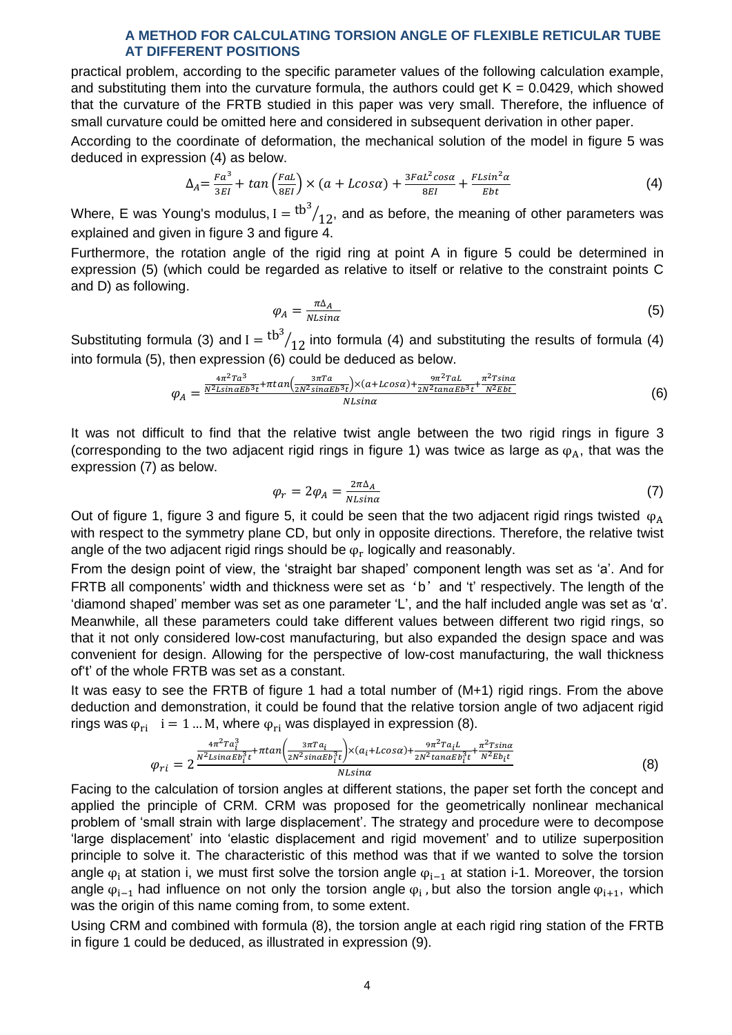practical problem, according to the specific parameter values of the following calculation example, and substituting them into the curvature formula, the authors could get K = 0.0429, which showed that the curvature of the FRTB studied in this paper was very small. Therefore, the influence of small curvature could be omitted here and considered in subsequent derivation in other paper.

According to the coordinate of deformation, the mechanical solution of the model in figure 5 was deduced in expression (4) as below.

$$\Delta_A = \frac{Fa^3}{3EI} + \tan\left(\frac{FaL}{8EI}\right) \times (a + L\cos\alpha) + \frac{3FaL^2\cos\alpha}{8EI} + \frac{FL\sin^2\alpha}{Ebt} \tag{4}$$

Where, E was Young's modulus, $I = {tb^3}/{12}$, and as before, the meaning of other parameters was explained and given in figure 3 and figure 4.

Furthermore, the rotation angle of the rigid ring at point A in figure 5 could be determined in expression (5) (which could be regarded as relative to itself or relative to the constraint points C and D) as following.

$$\varphi_A = \frac{\pi\Delta_A}{NL\sin\alpha} \tag{5}$$

Substituting formula (3) and $I = {tb^3}/{12}$ into formula (4) and substituting the results of formula (4) into formula (5), then expression (6) could be deduced as below.

$$\varphi_A = \frac{\frac{4\pi^2Ta^3}{N^2L\sin\alpha Eb^3t} + \pi\tan\left(\frac{3\pi Ta}{2N^2\sin\alpha Eb^3t}\right) \times (a + L\cos\alpha) + \frac{9\pi^2TaL}{2N^2\tan\alpha Eb^3t} + \frac{\pi^2T\sin\alpha}{N^2Ebt}}{NL\sin\alpha} \tag{6}$$

It was not difficult to find that the relative twist angle between the two rigid rings in figure 3 (corresponding to the two adjacent rigid rings in figure 1) was twice as large as $\varphi_A$, that was the expression (7) as below.

$$\varphi_r = 2\varphi_A = \frac{2\pi\Delta_A}{NL\sin\alpha} \tag{7}$$

Out of figure 1, figure 3 and figure 5, it could be seen that the two adjacent rigid rings twisted $\varphi_A$ with respect to the symmetry plane CD, but only in opposite directions. Therefore, the relative twist angle of the two adjacent rigid rings should be $\varphi_r$ logically and reasonably.

From the design point of view, the 'straight bar shaped' component length was set as 'a'. And for FRTB all components' width and thickness were set as 'b' and 't' respectively. The length of the 'diamond shaped' member was set as one parameter 'L', and the half included angle was set as 'α'. Meanwhile, all these parameters could take different values between different two rigid rings, so that it not only considered low-cost manufacturing, but also expanded the design space and was convenient for design. Allowing for the perspective of low-cost manufacturing, the wall thickness of't' of the whole FRTB was set as a constant.

It was easy to see the FRTB of figure 1 had a total number of (M+1) rigid rings. From the above deduction and demonstration, it could be found that the relative torsion angle of two adjacent rigid rings was $\varphi_{ri} \quad i = 1 \ldots M$, where $\varphi_{ri}$ was displayed in expression (8).

$$\varphi_{ri} = 2\frac{\frac{4\pi^2Ta_i^3}{N^2L\sin\alpha Eb_i^3t} + \pi\tan\left(\frac{3\pi Ta_i}{2N^2\sin\alpha Eb_i^3t}\right) \times (a_i + L\cos\alpha) + \frac{9\pi^2Ta_iL}{2N^2\tan\alpha Eb_i^3t} + \frac{\pi^2T\sin\alpha}{N^2Eb_it}}{NL\sin\alpha} \tag{8}$$

Facing to the calculation of torsion angles at different stations, the paper set forth the concept and applied the principle of CRM. CRM was proposed for the geometrically nonlinear mechanical problem of 'small strain with large displacement'. The strategy and procedure were to decompose 'large displacement' into 'elastic displacement and rigid movement' and to utilize superposition principle to solve it. The characteristic of this method was that if we wanted to solve the torsion angle $\varphi_i$ at station i, we must first solve the torsion angle $\varphi_{i-1}$ at station i-1. Moreover, the torsion angle $\varphi_{i-1}$ had influence on not only the torsion angle $\varphi_i$, but also the torsion angle $\varphi_{i+1}$, which was the origin of this name coming from, to some extent.

Using CRM and combined with formula (8), the torsion angle at each rigid ring station of the FRTB in figure 1 could be deduced, as illustrated in expression (9).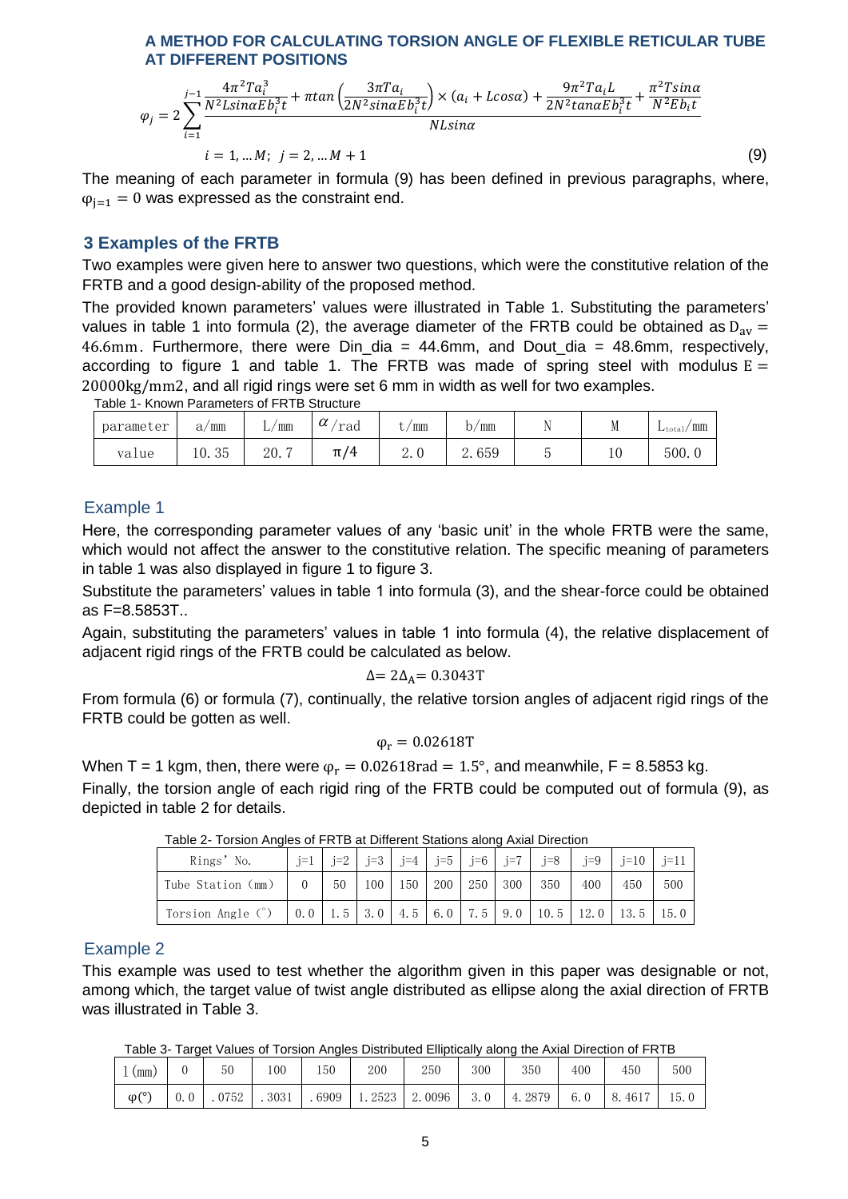### A METHOD FOR CALCULATING TORSION ANGLE OF FLEXIBLE RETICULAR TUBE AT DIFFERENT POSITIONS

$$\varphi_j = 2\sum_{i=1}^{j-1} \frac{\frac{4\pi^2 T a_i^3}{N^2 L sin\alpha E b_i^3 t} + \pi tan\left(\frac{3\pi T a_i}{2N^2 sin\alpha E b_i^3 t}\right) \times (a_i + L cos\alpha) + \frac{9\pi^2 T a_i L}{2N^2 tan\alpha E b_i^3 t} + \frac{\pi^2 T sin\alpha}{N^2 E b_i t}}{NL sin\alpha}$$

$$i = 1, \ldots M;\ j = 2, \ldots M+1 \tag{9}$$

The meaning of each parameter in formula (9) has been defined in previous paragraphs, where, $\varphi_{j=1} = 0$ was expressed as the constraint end.

## 3 Examples of the FRTB

Two examples were given here to answer two questions, which were the constitutive relation of the FRTB and a good design-ability of the proposed method.

The provided known parameters' values were illustrated in Table 1. Substituting the parameters' values in table 1 into formula (2), the average diameter of the FRTB could be obtained as $D_{av} = 46.6\text{mm}$. Furthermore, there were Din_dia = 44.6mm, and Dout_dia = 48.6mm, respectively, according to figure 1 and table 1. The FRTB was made of spring steel with modulus $E = 20000\text{kg/mm2}$, and all rigid rings were set 6 mm in width as well for two examples.

Table 1- Known Parameters of FRTB Structure

| parameter | a/mm | L/mm | $\alpha$/rad | t/mm | b/mm | N | M | $L_{total}$/mm |
|---|---|---|---|---|---|---|---|---|
| value | 10.35 | 20.7 | $\pi/4$ | 2.0 | 2.659 | 5 | 10 | 500.0 |

### Example 1

Here, the corresponding parameter values of any 'basic unit' in the whole FRTB were the same, which would not affect the answer to the constitutive relation. The specific meaning of parameters in table 1 was also displayed in figure 1 to figure 3.

Substitute the parameters' values in table 1 into formula (3), and the shear-force could be obtained as F=8.5853T..

Again, substituting the parameters' values in table 1 into formula (4), the relative displacement of adjacent rigid rings of the FRTB could be calculated as below.

$$\Delta = 2\Delta_A = 0.3043\text{T}$$

From formula (6) or formula (7), continually, the relative torsion angles of adjacent rigid rings of the FRTB could be gotten as well.

$$\varphi_r = 0.02618\text{T}$$

When T = 1 kgm, then, there were $\varphi_r = 0.02618\text{rad} = 1.5°$, and meanwhile, F = 8.5853 kg.

Finally, the torsion angle of each rigid ring of the FRTB could be computed out of formula (9), as depicted in table 2 for details.

Table 2- Torsion Angles of FRTB at Different Stations along Axial Direction

| Rings' No. | j=1 | j=2 | j=3 | j=4 | j=5 | j=6 | j=7 | j=8 | j=9 | j=10 | j=11 |
|---|---|---|---|---|---|---|---|---|---|---|---|
| Tube Station (mm) | 0 | 50 | 100 | 150 | 200 | 250 | 300 | 350 | 400 | 450 | 500 |
| Torsion Angle (°) | 0.0 | 1.5 | 3.0 | 4.5 | 6.0 | 7.5 | 9.0 | 10.5 | 12.0 | 13.5 | 15.0 |

### Example 2

This example was used to test whether the algorithm given in this paper was designable or not, among which, the target value of twist angle distributed as ellipse along the axial direction of FRTB was illustrated in Table 3.

Table 3- Target Values of Torsion Angles Distributed Elliptically along the Axial Direction of FRTB

| l (mm) | 0 | 50 | 100 | 150 | 200 | 250 | 300 | 350 | 400 | 450 | 500 |
|---|---|---|---|---|---|---|---|---|---|---|---|
| φ(°) | 0.0 | .0752 | .3031 | .6909 | 1.2523 | 2.0096 | 3.0 | 4.2879 | 6.0 | 8.4617 | 15.0 |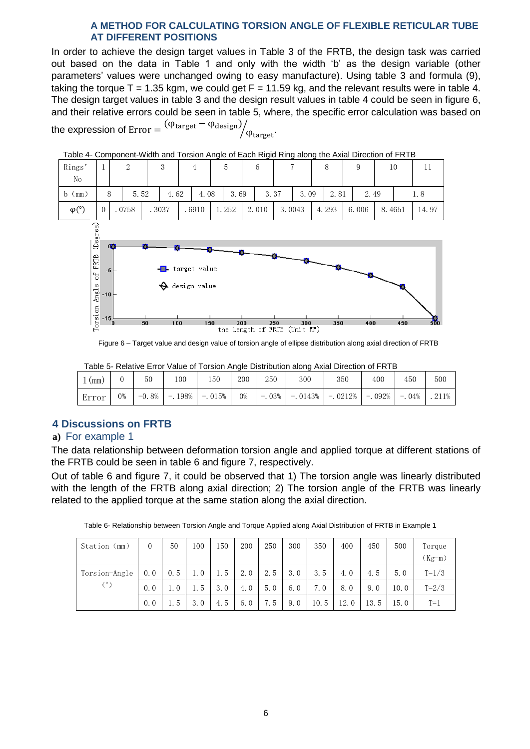### A METHOD FOR CALCULATING TORSION ANGLE OF FLEXIBLE RETICULAR TUBE AT DIFFERENT POSITIONS

In order to achieve the design target values in Table 3 of the FRTB, the design task was carried out based on the data in Table 1 and only with the width 'b' as the design variable (other parameters' values were unchanged owing to easy manufacture). Using table 3 and formula (9), taking the torque T = 1.35 kgm, we could get F = 11.59 kg, and the relevant results were in table 4. The design target values in table 3 and the design result values in table 4 could be seen in figure 6, and their relative errors could be seen in table 5, where, the specific error calculation was based on the expression of $\text{Error} = {(\varphi_{\text{target}} - \varphi_{\text{design}})}/{\varphi_{\text{target}}}$.

Table 4- Component-Width and Torsion Angle of Each Rigid Ring along the Axial Direction of FRTB

| Rings' No | 1 | 2 | 3 | 4 | 5 | 6 | 7 | 8 | 9 | 10 | 11 |
|---|---|---|---|---|---|---|---|---|---|---|---|
| b (mm) | | 8 | 5.52 | 4.62 | 4.08 | 3.69 | 3.37 | 3.09 | 2.81 | 2.49 | 1.8 |
| φ(°) | 0 | .0758 | .3037 | .6910 | 1.252 | 2.010 | 3.0043 | 4.293 | 6.006 | 8.4651 | 14.97 |

Figure 6 – Target value and design value of torsion angle of ellipse distribution along axial direction of FRTB

Table 5- Relative Error Value of Torsion Angle Distribution along Axial Direction of FRTB

| l (mm) | 0 | 50 | 100 | 150 | 200 | 250 | 300 | 350 | 400 | 450 | 500 |
|---|---|---|---|---|---|---|---|---|---|---|---|
| Error | 0% | -0.8% | -.198% | -.015% | 0% | -.03% | -.0143% | -.0212% | -.092% | -.04% | .211% |

## 4 Discussions on FRTB

**a)** For example 1

The data relationship between deformation torsion angle and applied torque at different stations of the FRTB could be seen in table 6 and figure 7, respectively.

Out of table 6 and figure 7, it could be observed that 1) The torsion angle was linearly distributed with the length of the FRTB along axial direction; 2) The torsion angle of the FRTB was linearly related to the applied torque at the same station along the axial direction.

Table 6- Relationship between Torsion Angle and Torque Applied along Axial Distribution of FRTB in Example 1

| Station (mm) | 0 | 50 | 100 | 150 | 200 | 250 | 300 | 350 | 400 | 450 | 500 | Torque (Kg-m) |
|---|---|---|---|---|---|---|---|---|---|---|---|---|
| Torsion-Angle (°) | 0.0 | 0.5 | 1.0 | 1.5 | 2.0 | 2.5 | 3.0 | 3.5 | 4.0 | 4.5 | 5.0 | T=1/3 |
| | 0.0 | 1.0 | 1.5 | 3.0 | 4.0 | 5.0 | 6.0 | 7.0 | 8.0 | 9.0 | 10.0 | T=2/3 |
| | 0.0 | 1.5 | 3.0 | 4.5 | 6.0 | 7.5 | 9.0 | 10.5 | 12.0 | 13.5 | 15.0 | T=1 |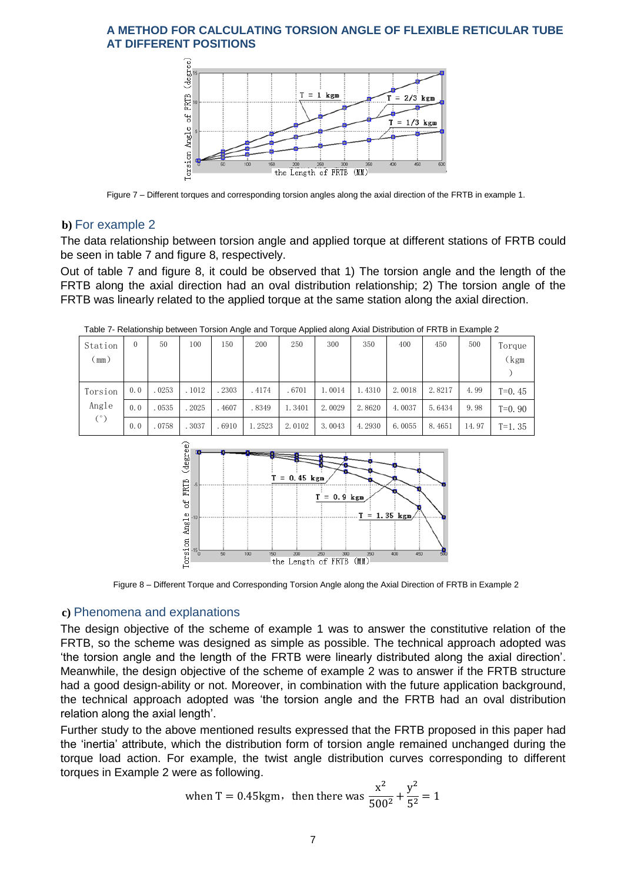Figure 7 – Different torques and corresponding torsion angles along the axial direction of the FRTB in example 1.

### b) For example 2

The data relationship between torsion angle and applied torque at different stations of FRTB could be seen in table 7 and figure 8, respectively.

Out of table 7 and figure 8, it could be observed that 1) The torsion angle and the length of the FRTB along the axial direction had an oval distribution relationship; 2) The torsion angle of the FRTB was linearly related to the applied torque at the same station along the axial direction.

Table 7- Relationship between Torsion Angle and Torque Applied along Axial Distribution of FRTB in Example 2

| Station (mm) | 0 | 50 | 100 | 150 | 200 | 250 | 300 | 350 | 400 | 450 | 500 | Torque (kgm) |
|---|---|---|---|---|---|---|---|---|---|---|---|---|
| Torsion Angle (°) | 0.0 | .0253 | .1012 | .2303 | .4174 | .6701 | 1.0014 | 1.4310 | 2.0018 | 2.8217 | 4.99 | T=0.45 |
| | 0.0 | .0535 | .2025 | .4607 | .8349 | 1.3401 | 2.0029 | 2.8620 | 4.0037 | 5.6434 | 9.98 | T=0.90 |
| | 0.0 | .0758 | .3037 | .6910 | 1.2523 | 2.0102 | 3.0043 | 4.2930 | 6.0055 | 8.4651 | 14.97 | T=1.35 |

Figure 8 – Different Torque and Corresponding Torsion Angle along the Axial Direction of FRTB in Example 2

### c) Phenomena and explanations

The design objective of the scheme of example 1 was to answer the constitutive relation of the FRTB, so the scheme was designed as simple as possible. The technical approach adopted was 'the torsion angle and the length of the FRTB were linearly distributed along the axial direction'. Meanwhile, the design objective of the scheme of example 2 was to answer if the FRTB structure had a good design-ability or not. Moreover, in combination with the future application background, the technical approach adopted was 'the torsion angle and the FRTB had an oval distribution relation along the axial length'.

Further study to the above mentioned results expressed that the FRTB proposed in this paper had the 'inertia' attribute, which the distribution form of torsion angle remained unchanged during the torque load action. For example, the twist angle distribution curves corresponding to different torques in Example 2 were as following.

$$\text{when } T = 0.45\text{kgm}, \text{ then there was } \frac{x^2}{500^2} + \frac{y^2}{5^2} = 1$$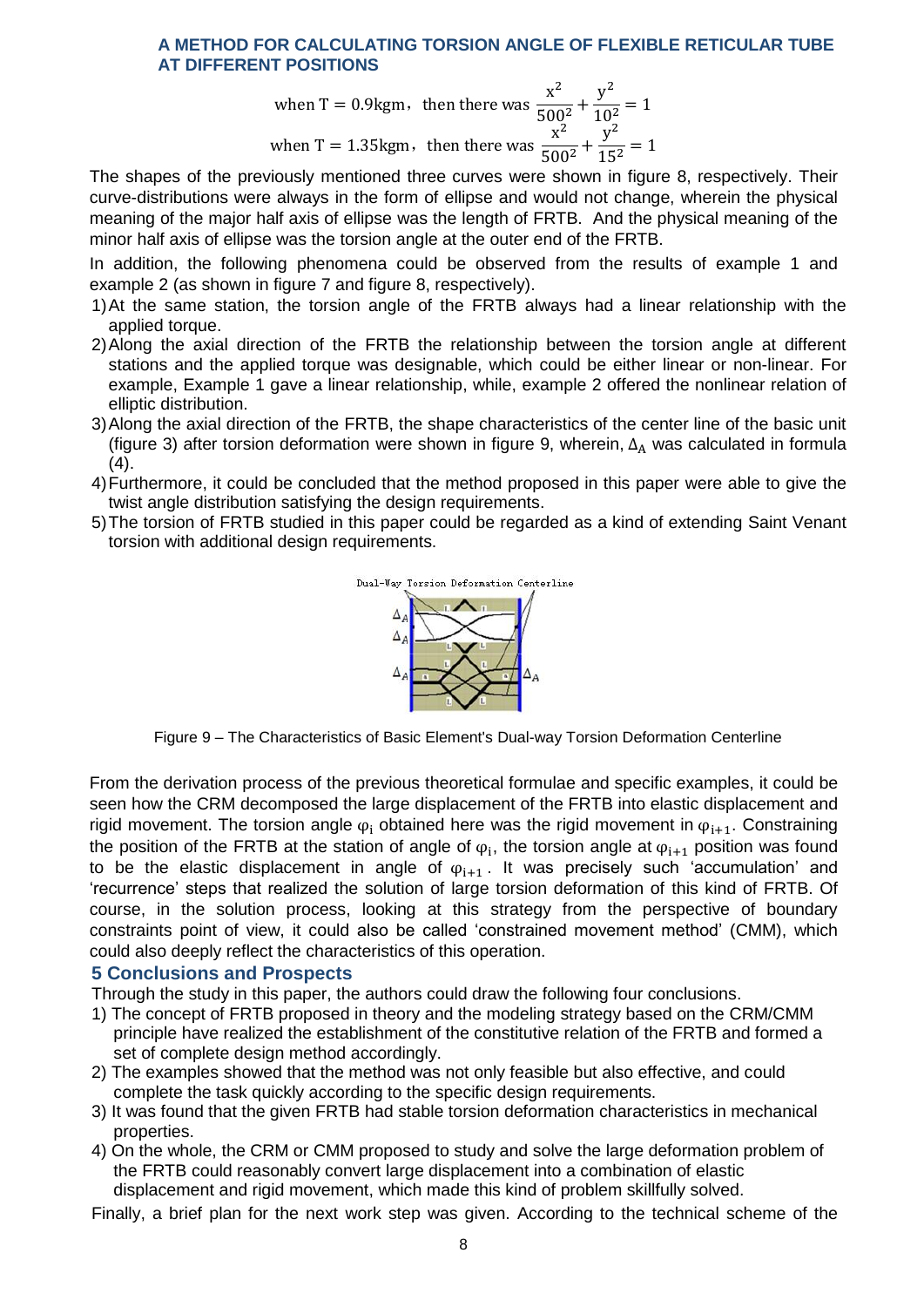when $T = 0.9\text{kgm}$, then there was $\frac{x^2}{500^2} + \frac{y^2}{10^2} = 1$

when $T = 1.35\text{kgm}$, then there was $\frac{x^2}{500^2} + \frac{y^2}{15^2} = 1$

The shapes of the previously mentioned three curves were shown in figure 8, respectively. Their curve-distributions were always in the form of ellipse and would not change, wherein the physical meaning of the major half axis of ellipse was the length of FRTB. And the physical meaning of the minor half axis of ellipse was the torsion angle at the outer end of the FRTB.

In addition, the following phenomena could be observed from the results of example 1 and example 2 (as shown in figure 7 and figure 8, respectively).

1) At the same station, the torsion angle of the FRTB always had a linear relationship with the applied torque.
2) Along the axial direction of the FRTB the relationship between the torsion angle at different stations and the applied torque was designable, which could be either linear or non-linear. For example, Example 1 gave a linear relationship, while, example 2 offered the nonlinear relation of elliptic distribution.
3) Along the axial direction of the FRTB, the shape characteristics of the center line of the basic unit (figure 3) after torsion deformation were shown in figure 9, wherein, $\Delta_A$ was calculated in formula (4).
4) Furthermore, it could be concluded that the method proposed in this paper were able to give the twist angle distribution satisfying the design requirements.
5) The torsion of FRTB studied in this paper could be regarded as a kind of extending Saint Venant torsion with additional design requirements.

Figure 9 – The Characteristics of Basic Element's Dual-way Torsion Deformation Centerline

From the derivation process of the previous theoretical formulae and specific examples, it could be seen how the CRM decomposed the large displacement of the FRTB into elastic displacement and rigid movement. The torsion angle $\varphi_i$ obtained here was the rigid movement in $\varphi_{i+1}$. Constraining the position of the FRTB at the station of angle of $\varphi_i$, the torsion angle at $\varphi_{i+1}$ position was found to be the elastic displacement in angle of $\varphi_{i+1}$. It was precisely such 'accumulation' and 'recurrence' steps that realized the solution of large torsion deformation of this kind of FRTB. Of course, in the solution process, looking at this strategy from the perspective of boundary constraints point of view, it could also be called 'constrained movement method' (CMM), which could also deeply reflect the characteristics of this operation.

## 5 Conclusions and Prospects

Through the study in this paper, the authors could draw the following four conclusions.

1) The concept of FRTB proposed in theory and the modeling strategy based on the CRM/CMM principle have realized the establishment of the constitutive relation of the FRTB and formed a set of complete design method accordingly.
2) The examples showed that the method was not only feasible but also effective, and could complete the task quickly according to the specific design requirements.
3) It was found that the given FRTB had stable torsion deformation characteristics in mechanical properties.
4) On the whole, the CRM or CMM proposed to study and solve the large deformation problem of the FRTB could reasonably convert large displacement into a combination of elastic displacement and rigid movement, which made this kind of problem skillfully solved.

Finally, a brief plan for the next work step was given. According to the technical scheme of the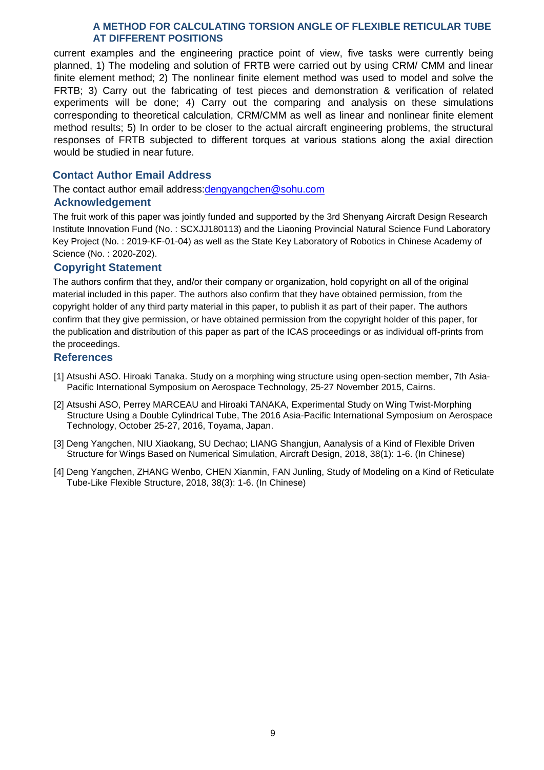current examples and the engineering practice point of view, five tasks were currently being planned, 1) The modeling and solution of FRTB were carried out by using CRM/ CMM and linear finite element method; 2) The nonlinear finite element method was used to model and solve the FRTB; 3) Carry out the fabricating of test pieces and demonstration & verification of related experiments will be done; 4) Carry out the comparing and analysis on these simulations corresponding to theoretical calculation, CRM/CMM as well as linear and nonlinear finite element method results; 5) In order to be closer to the actual aircraft engineering problems, the structural responses of FRTB subjected to different torques at various stations along the axial direction would be studied in near future.

## Contact Author Email Address

The contact author email address:dengyangchen@sohu.com

## Acknowledgement

The fruit work of this paper was jointly funded and supported by the 3rd Shenyang Aircraft Design Research Institute Innovation Fund (No. : SCXJJ180113) and the Liaoning Provincial Natural Science Fund Laboratory Key Project (No. : 2019-KF-01-04) as well as the State Key Laboratory of Robotics in Chinese Academy of Science (No. : 2020-Z02).

## Copyright Statement

The authors confirm that they, and/or their company or organization, hold copyright on all of the original material included in this paper. The authors also confirm that they have obtained permission, from the copyright holder of any third party material in this paper, to publish it as part of their paper. The authors confirm that they give permission, or have obtained permission from the copyright holder of this paper, for the publication and distribution of this paper as part of the ICAS proceedings or as individual off-prints from the proceedings.

## References

[1] Atsushi ASO. Hiroaki Tanaka. Study on a morphing wing structure using open-section member, 7th Asia-Pacific International Symposium on Aerospace Technology, 25-27 November 2015, Cairns.

[2] Atsushi ASO, Perrey MARCEAU and Hiroaki TANAKA, Experimental Study on Wing Twist-Morphing Structure Using a Double Cylindrical Tube, The 2016 Asia-Pacific International Symposium on Aerospace Technology, October 25-27, 2016, Toyama, Japan.

[3] Deng Yangchen, NIU Xiaokang, SU Dechao; LIANG Shangjun, Aanalysis of a Kind of Flexible Driven Structure for Wings Based on Numerical Simulation, Aircraft Design, 2018, 38(1): 1-6. (In Chinese)

[4] Deng Yangchen, ZHANG Wenbo, CHEN Xianmin, FAN Junling, Study of Modeling on a Kind of Reticulate Tube-Like Flexible Structure, 2018, 38(3): 1-6. (In Chinese)